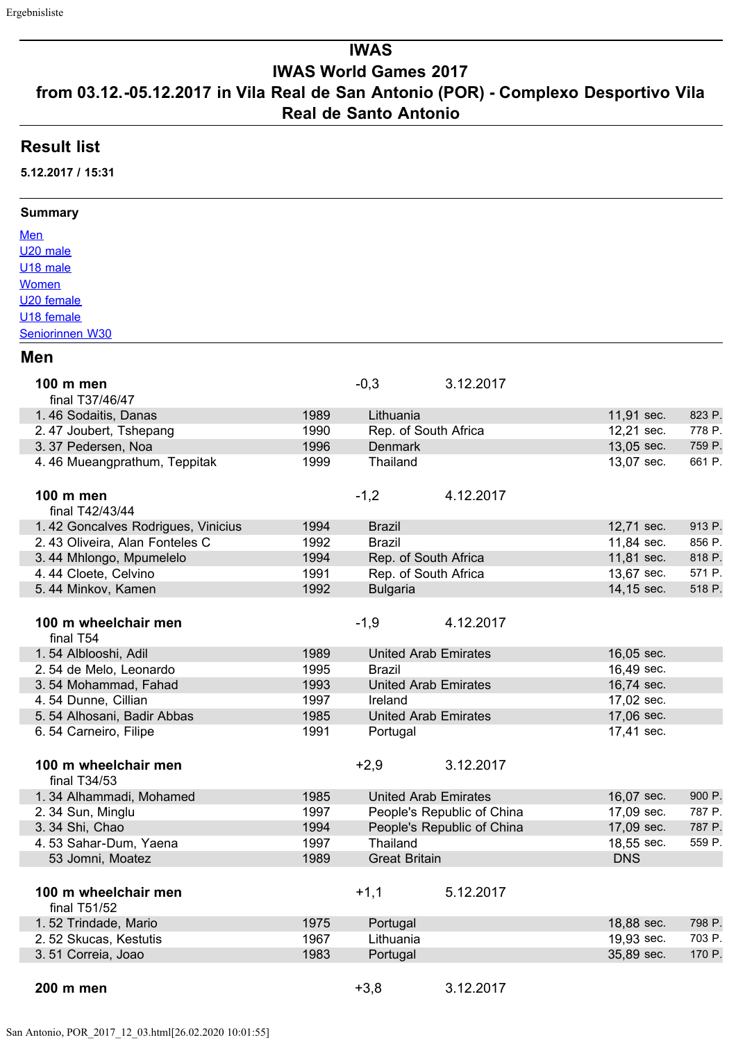# IWAS
# IWAS World Games 2017
# from 03.12.-05.12.2017 in Vila Real de San Antonio (POR) - Complexo Desportivo Vila Real de Santo Antonio

## Result list

**5.12.2017 / 15:31**

### Summary

- Men
- U20 male
- U18 male
- Women
- U20 female
- U18 female
- Seniorinnen W30

## Men

**100 m men** -0,3 3.12.2017
final T37/46/47

| Rank | Class | Name | Year | Country | Result | Points |
|---|---|---|---|---|---|---|
| 1. | 46 | Sodaitis, Danas | 1989 | Lithuania | 11,91 sec. | 823 P. |
| 2. | 47 | Joubert, Tshepang | 1990 | Rep. of South Africa | 12,21 sec. | 778 P. |
| 3. | 37 | Pedersen, Noa | 1996 | Denmark | 13,05 sec. | 759 P. |
| 4. | 46 | Mueangprathum, Teppitak | 1999 | Thailand | 13,07 sec. | 661 P. |

**100 m men** -1,2 4.12.2017
final T42/43/44

| Rank | Class | Name | Year | Country | Result | Points |
|---|---|---|---|---|---|---|
| 1. | 42 | Goncalves Rodrigues, Vinicius | 1994 | Brazil | 12,71 sec. | 913 P. |
| 2. | 43 | Oliveira, Alan Fonteles C | 1992 | Brazil | 11,84 sec. | 856 P. |
| 3. | 44 | Mhlongo, Mpumelelo | 1994 | Rep. of South Africa | 11,81 sec. | 818 P. |
| 4. | 44 | Cloete, Celvino | 1991 | Rep. of South Africa | 13,67 sec. | 571 P. |
| 5. | 44 | Minkov, Kamen | 1992 | Bulgaria | 14,15 sec. | 518 P. |

**100 m wheelchair men** -1,9 4.12.2017
final T54

| Rank | Class | Name | Year | Country | Result | Points |
|---|---|---|---|---|---|---|
| 1. | 54 | Alblooshi, Adil | 1989 | United Arab Emirates | 16,05 sec. | |
| 2. | 54 | de Melo, Leonardo | 1995 | Brazil | 16,49 sec. | |
| 3. | 54 | Mohammad, Fahad | 1993 | United Arab Emirates | 16,74 sec. | |
| 4. | 54 | Dunne, Cillian | 1997 | Ireland | 17,02 sec. | |
| 5. | 54 | Alhosani, Badir Abbas | 1985 | United Arab Emirates | 17,06 sec. | |
| 6. | 54 | Carneiro, Filipe | 1991 | Portugal | 17,41 sec. | |

**100 m wheelchair men** +2,9 3.12.2017
final T34/53

| Rank | Class | Name | Year | Country | Result | Points |
|---|---|---|---|---|---|---|
| 1. | 34 | Alhammadi, Mohamed | 1985 | United Arab Emirates | 16,07 sec. | 900 P. |
| 2. | 34 | Sun, Minglu | 1997 | People's Republic of China | 17,09 sec. | 787 P. |
| 3. | 34 | Shi, Chao | 1994 | People's Republic of China | 17,09 sec. | 787 P. |
| 4. | 53 | Sahar-Dum, Yaena | 1997 | Thailand | 18,55 sec. | 559 P. |
| | 53 | Jomni, Moatez | 1989 | Great Britain | DNS | |

**100 m wheelchair men** +1,1 5.12.2017
final T51/52

| Rank | Class | Name | Year | Country | Result | Points |
|---|---|---|---|---|---|---|
| 1. | 52 | Trindade, Mario | 1975 | Portugal | 18,88 sec. | 798 P. |
| 2. | 52 | Skucas, Kestutis | 1967 | Lithuania | 19,93 sec. | 703 P. |
| 3. | 51 | Correia, Joao | 1983 | Portugal | 35,89 sec. | 170 P. |

**200 m men** +3,8 3.12.2017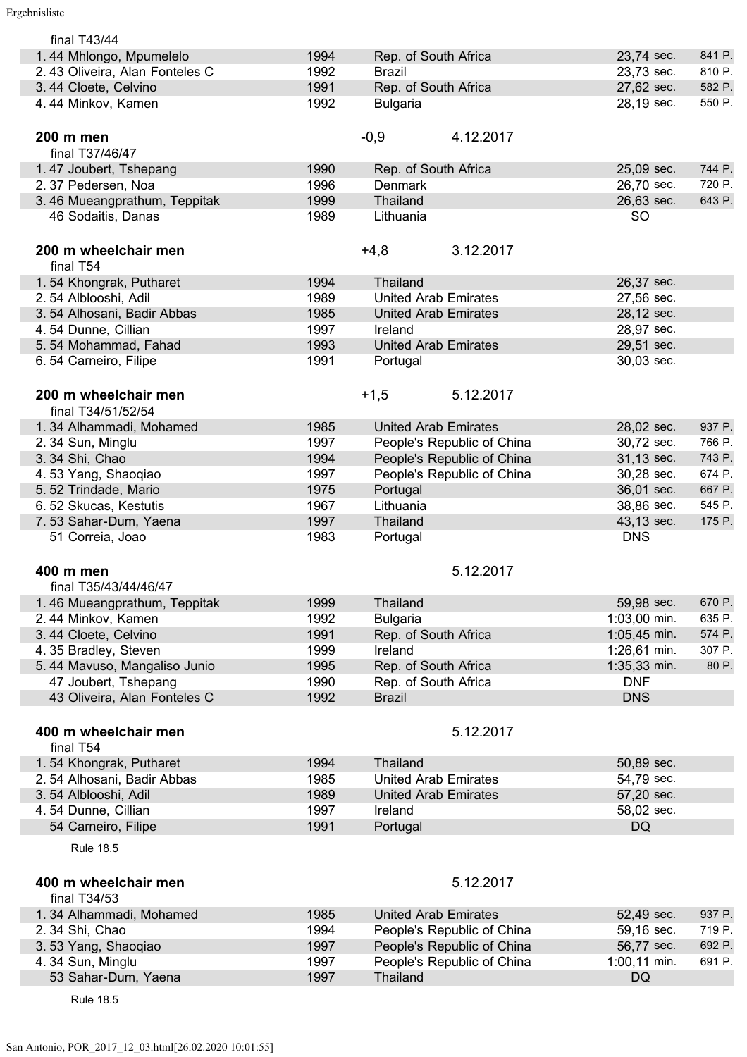final T43/44

| | | | | |
|---|---|---|---|---|
| 1. 44 Mhlongo, Mpumelelo | 1994 | Rep. of South Africa | 23,74 sec. | 841 P. |
| 2. 43 Oliveira, Alan Fonteles C | 1992 | Brazil | 23,73 sec. | 810 P. |
| 3. 44 Cloete, Celvino | 1991 | Rep. of South Africa | 27,62 sec. | 582 P. |
| 4. 44 Minkov, Kamen | 1992 | Bulgaria | 28,19 sec. | 550 P. |

**200 m men** -0,9 4.12.2017

final T37/46/47

| | | | | |
|---|---|---|---|---|
| 1. 47 Joubert, Tshepang | 1990 | Rep. of South Africa | 25,09 sec. | 744 P. |
| 2. 37 Pedersen, Noa | 1996 | Denmark | 26,70 sec. | 720 P. |
| 3. 46 Mueangprathum, Teppitak | 1999 | Thailand | 26,63 sec. | 643 P. |
| 46 Sodaitis, Danas | 1989 | Lithuania | SO | |

**200 m wheelchair men** +4,8 3.12.2017

final T54

| | | | |
|---|---|---|---|
| 1. 54 Khongrak, Putharet | 1994 | Thailand | 26,37 sec. |
| 2. 54 Alblooshi, Adil | 1989 | United Arab Emirates | 27,56 sec. |
| 3. 54 Alhosani, Badir Abbas | 1985 | United Arab Emirates | 28,12 sec. |
| 4. 54 Dunne, Cillian | 1997 | Ireland | 28,97 sec. |
| 5. 54 Mohammad, Fahad | 1993 | United Arab Emirates | 29,51 sec. |
| 6. 54 Carneiro, Filipe | 1991 | Portugal | 30,03 sec. |

**200 m wheelchair men** +1,5 5.12.2017

final T34/51/52/54

| | | | | |
|---|---|---|---|---|
| 1. 34 Alhammadi, Mohamed | 1985 | United Arab Emirates | 28,02 sec. | 937 P. |
| 2. 34 Sun, Minglu | 1997 | People's Republic of China | 30,72 sec. | 766 P. |
| 3. 34 Shi, Chao | 1994 | People's Republic of China | 31,13 sec. | 743 P. |
| 4. 53 Yang, Shaoqiao | 1997 | People's Republic of China | 30,28 sec. | 674 P. |
| 5. 52 Trindade, Mario | 1975 | Portugal | 36,01 sec. | 667 P. |
| 6. 52 Skucas, Kestutis | 1967 | Lithuania | 38,86 sec. | 545 P. |
| 7. 53 Sahar-Dum, Yaena | 1997 | Thailand | 43,13 sec. | 175 P. |
| 51 Correia, Joao | 1983 | Portugal | DNS | |

**400 m men** 5.12.2017

final T35/43/44/46/47

| | | | | |
|---|---|---|---|---|
| 1. 46 Mueangprathum, Teppitak | 1999 | Thailand | 59,98 sec. | 670 P. |
| 2. 44 Minkov, Kamen | 1992 | Bulgaria | 1:03,00 min. | 635 P. |
| 3. 44 Cloete, Celvino | 1991 | Rep. of South Africa | 1:05,45 min. | 574 P. |
| 4. 35 Bradley, Steven | 1999 | Ireland | 1:26,61 min. | 307 P. |
| 5. 44 Mavuso, Mangaliso Junio | 1995 | Rep. of South Africa | 1:35,33 min. | 80 P. |
| 47 Joubert, Tshepang | 1990 | Rep. of South Africa | DNF | |
| 43 Oliveira, Alan Fonteles C | 1992 | Brazil | DNS | |

**400 m wheelchair men** 5.12.2017

final T54

| | | | |
|---|---|---|---|
| 1. 54 Khongrak, Putharet | 1994 | Thailand | 50,89 sec. |
| 2. 54 Alhosani, Badir Abbas | 1985 | United Arab Emirates | 54,79 sec. |
| 3. 54 Alblooshi, Adil | 1989 | United Arab Emirates | 57,20 sec. |
| 4. 54 Dunne, Cillian | 1997 | Ireland | 58,02 sec. |
| 54 Carneiro, Filipe | 1991 | Portugal | DQ |

Rule 18.5

**400 m wheelchair men** 5.12.2017

final T34/53

| | | | | |
|---|---|---|---|---|
| 1. 34 Alhammadi, Mohamed | 1985 | United Arab Emirates | 52,49 sec. | 937 P. |
| 2. 34 Shi, Chao | 1994 | People's Republic of China | 59,16 sec. | 719 P. |
| 3. 53 Yang, Shaoqiao | 1997 | People's Republic of China | 56,77 sec. | 692 P. |
| 4. 34 Sun, Minglu | 1997 | People's Republic of China | 1:00,11 min. | 691 P. |
| 53 Sahar-Dum, Yaena | 1997 | Thailand | DQ | |

Rule 18.5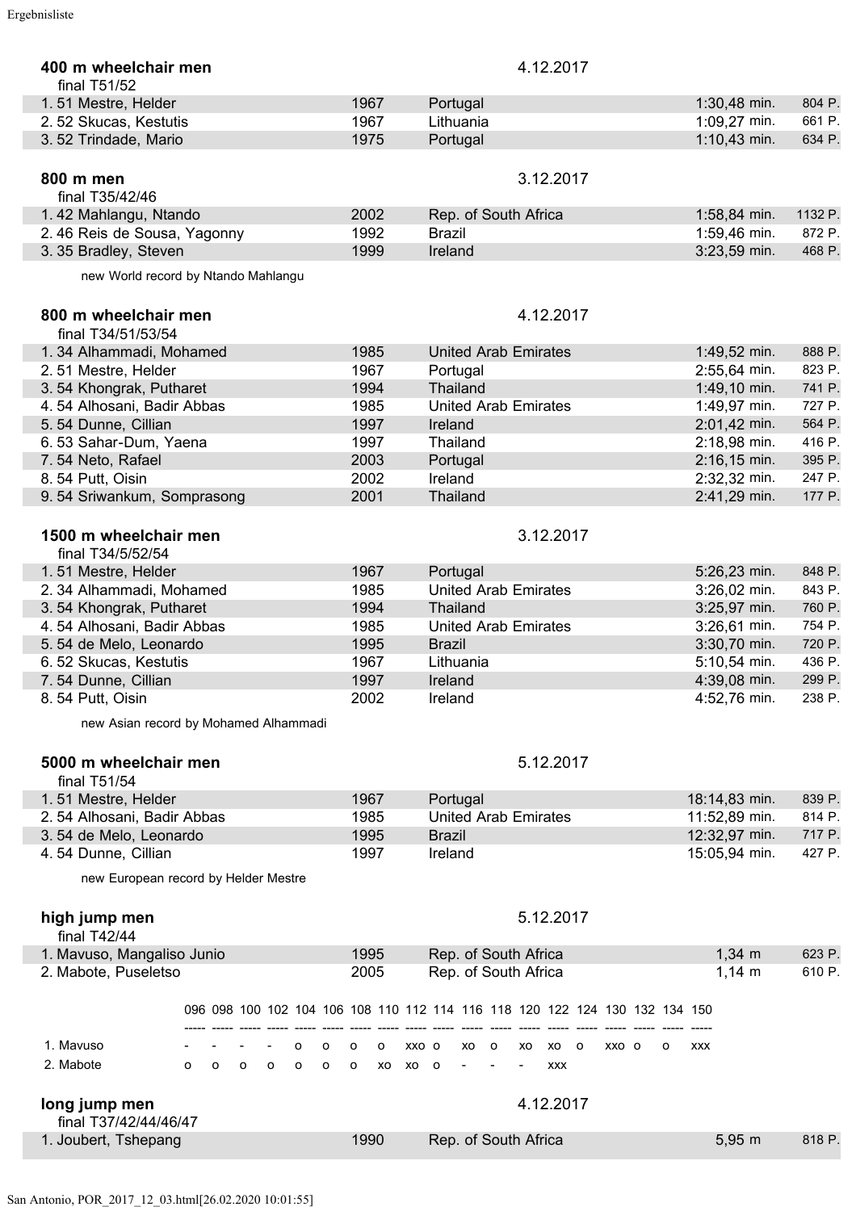### 400 m wheelchair men — 4.12.2017

final T51/52

| | | | | | |
|---|---|---|---|---|---|
| 1. 51 | Mestre, Helder | 1967 | Portugal | 1:30,48 min. | 804 P. |
| 2. 52 | Skucas, Kestutis | 1967 | Lithuania | 1:09,27 min. | 661 P. |
| 3. 52 | Trindade, Mario | 1975 | Portugal | 1:10,43 min. | 634 P. |

### 800 m men — 3.12.2017

final T35/42/46

| | | | | | |
|---|---|---|---|---|---|
| 1. 42 | Mahlangu, Ntando | 2002 | Rep. of South Africa | 1:58,84 min. | 1132 P. |
| 2. 46 | Reis de Sousa, Yagonny | 1992 | Brazil | 1:59,46 min. | 872 P. |
| 3. 35 | Bradley, Steven | 1999 | Ireland | 3:23,59 min. | 468 P. |

new World record by Ntando Mahlangu

### 800 m wheelchair men — 4.12.2017

final T34/51/53/54

| | | | | | |
|---|---|---|---|---|---|
| 1. 34 | Alhammadi, Mohamed | 1985 | United Arab Emirates | 1:49,52 min. | 888 P. |
| 2. 51 | Mestre, Helder | 1967 | Portugal | 2:55,64 min. | 823 P. |
| 3. 54 | Khongrak, Putharet | 1994 | Thailand | 1:49,10 min. | 741 P. |
| 4. 54 | Alhosani, Badir Abbas | 1985 | United Arab Emirates | 1:49,97 min. | 727 P. |
| 5. 54 | Dunne, Cillian | 1997 | Ireland | 2:01,42 min. | 564 P. |
| 6. 53 | Sahar-Dum, Yaena | 1997 | Thailand | 2:18,98 min. | 416 P. |
| 7. 54 | Neto, Rafael | 2003 | Portugal | 2:16,15 min. | 395 P. |
| 8. 54 | Putt, Oisin | 2002 | Ireland | 2:32,32 min. | 247 P. |
| 9. 54 | Sriwankum, Somprasong | 2001 | Thailand | 2:41,29 min. | 177 P. |

### 1500 m wheelchair men — 3.12.2017

final T34/5/52/54

| | | | | | |
|---|---|---|---|---|---|
| 1. 51 | Mestre, Helder | 1967 | Portugal | 5:26,23 min. | 848 P. |
| 2. 34 | Alhammadi, Mohamed | 1985 | United Arab Emirates | 3:26,02 min. | 843 P. |
| 3. 54 | Khongrak, Putharet | 1994 | Thailand | 3:25,97 min. | 760 P. |
| 4. 54 | Alhosani, Badir Abbas | 1985 | United Arab Emirates | 3:26,61 min. | 754 P. |
| 5. 54 | de Melo, Leonardo | 1995 | Brazil | 3:30,70 min. | 720 P. |
| 6. 52 | Skucas, Kestutis | 1967 | Lithuania | 5:10,54 min. | 436 P. |
| 7. 54 | Dunne, Cillian | 1997 | Ireland | 4:39,08 min. | 299 P. |
| 8. 54 | Putt, Oisin | 2002 | Ireland | 4:52,76 min. | 238 P. |

new Asian record by Mohamed Alhammadi

### 5000 m wheelchair men — 5.12.2017

final T51/54

| | | | | | |
|---|---|---|---|---|---|
| 1. 51 | Mestre, Helder | 1967 | Portugal | 18:14,83 min. | 839 P. |
| 2. 54 | Alhosani, Badir Abbas | 1985 | United Arab Emirates | 11:52,89 min. | 814 P. |
| 3. 54 | de Melo, Leonardo | 1995 | Brazil | 12:32,97 min. | 717 P. |
| 4. 54 | Dunne, Cillian | 1997 | Ireland | 15:05,94 min. | 427 P. |

new European record by Helder Mestre

### high jump men — 5.12.2017

final T42/44

| | | | | |
|---|---|---|---|---|
| 1. | Mavuso, Mangaliso Junio | 1995 | Rep. of South Africa | 1,34 m | 623 P. |
| 2. | Mabote, Puseletso | 2005 | Rep. of South Africa | 1,14 m | 610 P. |

| | 096 | 098 | 100 | 102 | 104 | 106 | 108 | 110 | 112 | 114 | 116 | 118 | 120 | 122 | 124 | 130 | 132 | 134 | 150 |
|---|---|---|---|---|---|---|---|---|---|---|---|---|---|---|---|---|---|---|---|
| 1. Mavuso | - | - | - | - | o | o | o | o | xxo | o | xo | o | xo | xo | o | xxo | o | o | xxx |
| 2. Mabote | o | o | o | o | o | o | o | xo | xo | o | - | - | - | xxx | | | | | |

### long jump men — 4.12.2017

final T37/42/44/46/47

| | | | | | |
|---|---|---|---|---|---|
| 1. | Joubert, Tshepang | 1990 | Rep. of South Africa | 5,95 m | 818 P. |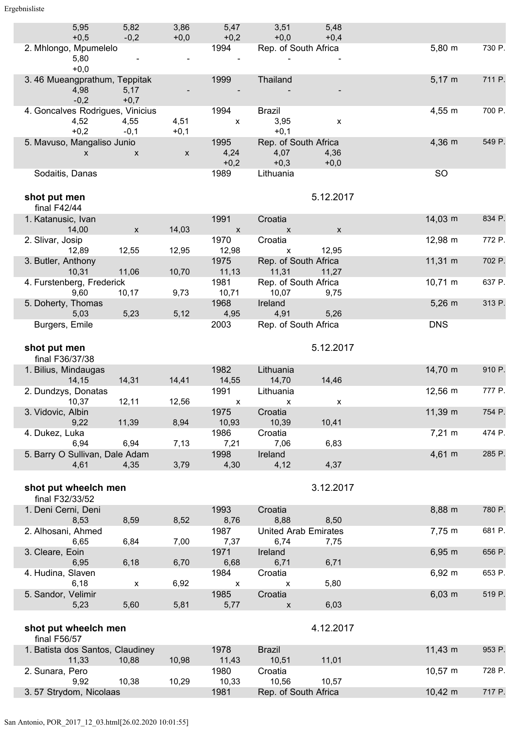| | | | | | | | |
|---|---|---|---|---|---|---|---|
| 5,95 | 5,82 | 3,86 | 5,47 | 3,51 | 5,48 | | |
| +0,5 | -0,2 | +0,0 | +0,2 | +0,0 | +0,4 | | |
| 2. Mhlongo, Mpumelelo | | | 1994 | Rep. of South Africa | | 5,80 m | 730 P. |
| 5,80 | - | - | - | - | - | | |
| +0,0 | | | | | | | |
| 3. 46 Mueangprathum, Teppitak | | | 1999 | Thailand | | 5,17 m | 711 P. |
| 4,98 | 5,17 | - | - | - | - | | |
| -0,2 | +0,7 | | | | | | |
| 4. Goncalves Rodrigues, Vinicius | | | 1994 | Brazil | | 4,55 m | 700 P. |
| 4,52 | 4,55 | 4,51 | x | 3,95 | x | | |
| +0,2 | -0,1 | +0,1 | | +0,1 | | | |
| 5. Mavuso, Mangaliso Junio | | | 1995 | Rep. of South Africa | | 4,36 m | 549 P. |
| x | x | x | 4,24 | 4,07 | 4,36 | | |
| | | | +0,2 | +0,3 | +0,0 | | |
| Sodaitis, Danas | | | 1989 | Lithuania | | SO | |

**shot put men** 5.12.2017

final F42/44

| | | | | | | | |
|---|---|---|---|---|---|---|---|
| 1. Katanusic, Ivan | | | 1991 | Croatia | | 14,03 m | 834 P. |
| 14,00 | x | 14,03 | x | x | x | | |
| 2. Slivar, Josip | | | 1970 | Croatia | | 12,98 m | 772 P. |
| 12,89 | 12,55 | 12,95 | 12,98 | x | 12,95 | | |
| 3. Butler, Anthony | | | 1975 | Rep. of South Africa | | 11,31 m | 702 P. |
| 10,31 | 11,06 | 10,70 | 11,13 | 11,31 | 11,27 | | |
| 4. Furstenberg, Frederick | | | 1981 | Rep. of South Africa | | 10,71 m | 637 P. |
| 9,60 | 10,17 | 9,73 | 10,71 | 10,07 | 9,75 | | |
| 5. Doherty, Thomas | | | 1968 | Ireland | | 5,26 m | 313 P. |
| 5,03 | 5,23 | 5,12 | 4,95 | 4,91 | 5,26 | | |
| Burgers, Emile | | | 2003 | Rep. of South Africa | | DNS | |

**shot put men** 5.12.2017

final F36/37/38

| | | | | | | | |
|---|---|---|---|---|---|---|---|
| 1. Bilius, Mindaugas | | | 1982 | Lithuania | | 14,70 m | 910 P. |
| 14,15 | 14,31 | 14,41 | 14,55 | 14,70 | 14,46 | | |
| 2. Dundzys, Donatas | | | 1991 | Lithuania | | 12,56 m | 777 P. |
| 10,37 | 12,11 | 12,56 | x | x | x | | |
| 3. Vidovic, Albin | | | 1975 | Croatia | | 11,39 m | 754 P. |
| 9,22 | 11,39 | 8,94 | 10,93 | 10,39 | 10,41 | | |
| 4. Dukez, Luka | | | 1986 | Croatia | | 7,21 m | 474 P. |
| 6,94 | 6,94 | 7,13 | 7,21 | 7,06 | 6,83 | | |
| 5. Barry O Sullivan, Dale Adam | | | 1998 | Ireland | | 4,61 m | 285 P. |
| 4,61 | 4,35 | 3,79 | 4,30 | 4,12 | 4,37 | | |

**shot put wheelch men** 3.12.2017

final F32/33/52

| | | | | | | | |
|---|---|---|---|---|---|---|---|
| 1. Deni Cerni, Deni | | | 1993 | Croatia | | 8,88 m | 780 P. |
| 8,53 | 8,59 | 8,52 | 8,76 | 8,88 | 8,50 | | |
| 2. Alhosani, Ahmed | | | 1987 | United Arab Emirates | | 7,75 m | 681 P. |
| 6,65 | 6,84 | 7,00 | 7,37 | 6,74 | 7,75 | | |
| 3. Cleare, Eoin | | | 1971 | Ireland | | 6,95 m | 656 P. |
| 6,95 | 6,18 | 6,70 | 6,68 | 6,71 | 6,71 | | |
| 4. Hudina, Slaven | | | 1984 | Croatia | | 6,92 m | 653 P. |
| 6,18 | x | 6,92 | x | x | 5,80 | | |
| 5. Sandor, Velimir | | | 1985 | Croatia | | 6,03 m | 519 P. |
| 5,23 | 5,60 | 5,81 | 5,77 | x | 6,03 | | |

**shot put wheelch men** 4.12.2017

final F56/57

| | | | | | | | |
|---|---|---|---|---|---|---|---|
| 1. Batista dos Santos, Claudiney | | | 1978 | Brazil | | 11,43 m | 953 P. |
| 11,33 | 10,88 | 10,98 | 11,43 | 10,51 | 11,01 | | |
| 2. Sunara, Pero | | | 1980 | Croatia | | 10,57 m | 728 P. |
| 9,92 | 10,38 | 10,29 | 10,33 | 10,56 | 10,57 | | |
| 3. 57 Strydom, Nicolaas | | | 1981 | Rep. of South Africa | | 10,42 m | 717 P. |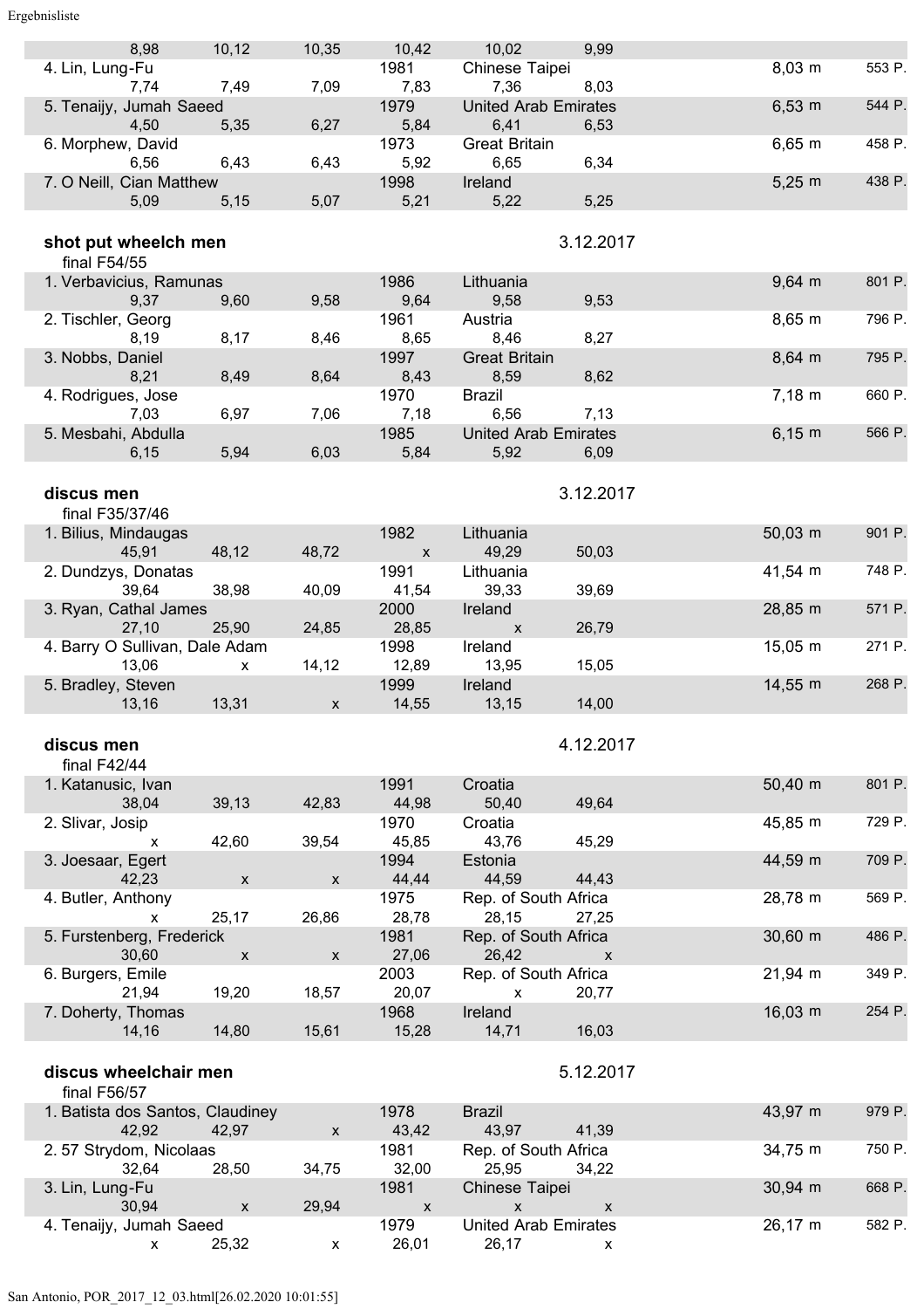| | | | | | | | |
|---|---|---|---|---|---|---|---|
| 8,98 | 10,12 | 10,35 | 10,42 | 10,02 | 9,99 | | |
| 4. Lin, Lung-Fu | | | 1981 | Chinese Taipei | | 8,03 m | 553 P. |
| 7,74 | 7,49 | 7,09 | 7,83 | 7,36 | 8,03 | | |
| 5. Tenaijy, Jumah Saeed | | | 1979 | United Arab Emirates | | 6,53 m | 544 P. |
| 4,50 | 5,35 | 6,27 | 5,84 | 6,41 | 6,53 | | |
| 6. Morphew, David | | | 1973 | Great Britain | | 6,65 m | 458 P. |
| 6,56 | 6,43 | 6,43 | 5,92 | 6,65 | 6,34 | | |
| 7. O Neill, Cian Matthew | | | 1998 | Ireland | | 5,25 m | 438 P. |
| 5,09 | 5,15 | 5,07 | 5,21 | 5,22 | 5,25 | | |

**shot put wheelch men** 3.12.2017

final F54/55

| | | | | | | | |
|---|---|---|---|---|---|---|---|
| 1. Verbavicius, Ramunas | | | 1986 | Lithuania | | 9,64 m | 801 P. |
| 9,37 | 9,60 | 9,58 | 9,64 | 9,58 | 9,53 | | |
| 2. Tischler, Georg | | | 1961 | Austria | | 8,65 m | 796 P. |
| 8,19 | 8,17 | 8,46 | 8,65 | 8,46 | 8,27 | | |
| 3. Nobbs, Daniel | | | 1997 | Great Britain | | 8,64 m | 795 P. |
| 8,21 | 8,49 | 8,64 | 8,43 | 8,59 | 8,62 | | |
| 4. Rodrigues, Jose | | | 1970 | Brazil | | 7,18 m | 660 P. |
| 7,03 | 6,97 | 7,06 | 7,18 | 6,56 | 7,13 | | |
| 5. Mesbahi, Abdulla | | | 1985 | United Arab Emirates | | 6,15 m | 566 P. |
| 6,15 | 5,94 | 6,03 | 5,84 | 5,92 | 6,09 | | |

**discus men** 3.12.2017

final F35/37/46

| | | | | | | | |
|---|---|---|---|---|---|---|---|
| 1. Bilius, Mindaugas | | | 1982 | Lithuania | | 50,03 m | 901 P. |
| 45,91 | 48,12 | 48,72 | x | 49,29 | 50,03 | | |
| 2. Dundzys, Donatas | | | 1991 | Lithuania | | 41,54 m | 748 P. |
| 39,64 | 38,98 | 40,09 | 41,54 | 39,33 | 39,69 | | |
| 3. Ryan, Cathal James | | | 2000 | Ireland | | 28,85 m | 571 P. |
| 27,10 | 25,90 | 24,85 | 28,85 | x | 26,79 | | |
| 4. Barry O Sullivan, Dale Adam | | | 1998 | Ireland | | 15,05 m | 271 P. |
| 13,06 | x | 14,12 | 12,89 | 13,95 | 15,05 | | |
| 5. Bradley, Steven | | | 1999 | Ireland | | 14,55 m | 268 P. |
| 13,16 | 13,31 | x | 14,55 | 13,15 | 14,00 | | |

**discus men** 4.12.2017

final F42/44

| | | | | | | | |
|---|---|---|---|---|---|---|---|
| 1. Katanusic, Ivan | | | 1991 | Croatia | | 50,40 m | 801 P. |
| 38,04 | 39,13 | 42,83 | 44,98 | 50,40 | 49,64 | | |
| 2. Slivar, Josip | | | 1970 | Croatia | | 45,85 m | 729 P. |
| x | 42,60 | 39,54 | 45,85 | 43,76 | 45,29 | | |
| 3. Joesaar, Egert | | | 1994 | Estonia | | 44,59 m | 709 P. |
| 42,23 | x | x | 44,44 | 44,59 | 44,43 | | |
| 4. Butler, Anthony | | | 1975 | Rep. of South Africa | | 28,78 m | 569 P. |
| x | 25,17 | 26,86 | 28,78 | 28,15 | 27,25 | | |
| 5. Furstenberg, Frederick | | | 1981 | Rep. of South Africa | | 30,60 m | 486 P. |
| 30,60 | x | x | 27,06 | 26,42 | x | | |
| 6. Burgers, Emile | | | 2003 | Rep. of South Africa | | 21,94 m | 349 P. |
| 21,94 | 19,20 | 18,57 | 20,07 | x | 20,77 | | |
| 7. Doherty, Thomas | | | 1968 | Ireland | | 16,03 m | 254 P. |
| 14,16 | 14,80 | 15,61 | 15,28 | 14,71 | 16,03 | | |

**discus wheelchair men** 5.12.2017

final F56/57

| | | | | | | | |
|---|---|---|---|---|---|---|---|
| 1. Batista dos Santos, Claudiney | | | 1978 | Brazil | | 43,97 m | 979 P. |
| 42,92 | 42,97 | x | 43,42 | 43,97 | 41,39 | | |
| 2. 57 Strydom, Nicolaas | | | 1981 | Rep. of South Africa | | 34,75 m | 750 P. |
| 32,64 | 28,50 | 34,75 | 32,00 | 25,95 | 34,22 | | |
| 3. Lin, Lung-Fu | | | 1981 | Chinese Taipei | | 30,94 m | 668 P. |
| 30,94 | x | 29,94 | x | x | x | | |
| 4. Tenaijy, Jumah Saeed | | | 1979 | United Arab Emirates | | 26,17 m | 582 P. |
| x | 25,32 | x | 26,01 | 26,17 | x | | |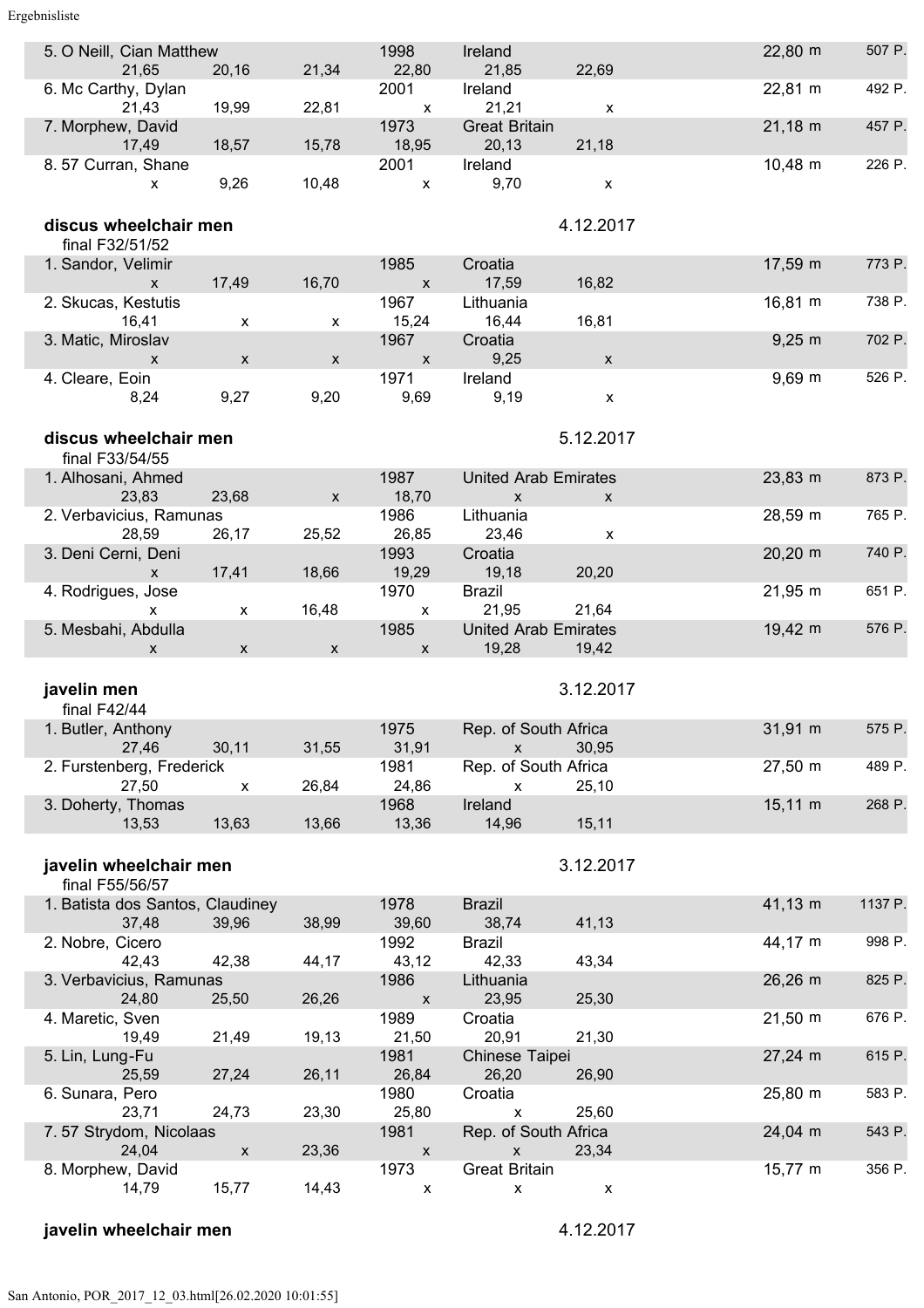| | | | | | | | |
|---|---|---|---|---|---|---|---|
| 5. O Neill, Cian Matthew | | | 1998 | Ireland | | 22,80 m | 507 P. |
| 21,65 | 20,16 | 21,34 | 22,80 | 21,85 | 22,69 | | |
| 6. Mc Carthy, Dylan | | | 2001 | Ireland | | 22,81 m | 492 P. |
| 21,43 | 19,99 | 22,81 | x | 21,21 | x | | |
| 7. Morphew, David | | | 1973 | Great Britain | | 21,18 m | 457 P. |
| 17,49 | 18,57 | 15,78 | 18,95 | 20,13 | 21,18 | | |
| 8. 57 Curran, Shane | | | 2001 | Ireland | | 10,48 m | 226 P. |
| x | 9,26 | 10,48 | x | 9,70 | x | | |

**discus wheelchair men** 4.12.2017

final F32/51/52

| | | | | | | | |
|---|---|---|---|---|---|---|---|
| 1. Sandor, Velimir | | | 1985 | Croatia | | 17,59 m | 773 P. |
| x | 17,49 | 16,70 | x | 17,59 | 16,82 | | |
| 2. Skucas, Kestutis | | | 1967 | Lithuania | | 16,81 m | 738 P. |
| 16,41 | x | x | 15,24 | 16,44 | 16,81 | | |
| 3. Matic, Miroslav | | | 1967 | Croatia | | 9,25 m | 702 P. |
| x | x | x | x | 9,25 | x | | |
| 4. Cleare, Eoin | | | 1971 | Ireland | | 9,69 m | 526 P. |
| 8,24 | 9,27 | 9,20 | 9,69 | 9,19 | x | | |

**discus wheelchair men** 5.12.2017

final F33/54/55

| | | | | | | | |
|---|---|---|---|---|---|---|---|
| 1. Alhosani, Ahmed | | | 1987 | United Arab Emirates | | 23,83 m | 873 P. |
| 23,83 | 23,68 | x | 18,70 | x | x | | |
| 2. Verbavicius, Ramunas | | | 1986 | Lithuania | | 28,59 m | 765 P. |
| 28,59 | 26,17 | 25,52 | 26,85 | 23,46 | x | | |
| 3. Deni Cerni, Deni | | | 1993 | Croatia | | 20,20 m | 740 P. |
| x | 17,41 | 18,66 | 19,29 | 19,18 | 20,20 | | |
| 4. Rodrigues, Jose | | | 1970 | Brazil | | 21,95 m | 651 P. |
| x | x | 16,48 | x | 21,95 | 21,64 | | |
| 5. Mesbahi, Abdulla | | | 1985 | United Arab Emirates | | 19,42 m | 576 P. |
| x | x | x | x | 19,28 | 19,42 | | |

**javelin men** 3.12.2017

final F42/44

| | | | | | | | |
|---|---|---|---|---|---|---|---|
| 1. Butler, Anthony | | | 1975 | Rep. of South Africa | | 31,91 m | 575 P. |
| 27,46 | 30,11 | 31,55 | 31,91 | x | 30,95 | | |
| 2. Furstenberg, Frederick | | | 1981 | Rep. of South Africa | | 27,50 m | 489 P. |
| 27,50 | x | 26,84 | 24,86 | x | 25,10 | | |
| 3. Doherty, Thomas | | | 1968 | Ireland | | 15,11 m | 268 P. |
| 13,53 | 13,63 | 13,66 | 13,36 | 14,96 | 15,11 | | |

**javelin wheelchair men** 3.12.2017

final F55/56/57

| | | | | | | | |
|---|---|---|---|---|---|---|---|
| 1. Batista dos Santos, Claudiney | | | 1978 | Brazil | | 41,13 m | 1137 P. |
| 37,48 | 39,96 | 38,99 | 39,60 | 38,74 | 41,13 | | |
| 2. Nobre, Cicero | | | 1992 | Brazil | | 44,17 m | 998 P. |
| 42,43 | 42,38 | 44,17 | 43,12 | 42,33 | 43,34 | | |
| 3. Verbavicius, Ramunas | | | 1986 | Lithuania | | 26,26 m | 825 P. |
| 24,80 | 25,50 | 26,26 | x | 23,95 | 25,30 | | |
| 4. Maretic, Sven | | | 1989 | Croatia | | 21,50 m | 676 P. |
| 19,49 | 21,49 | 19,13 | 21,50 | 20,91 | 21,30 | | |
| 5. Lin, Lung-Fu | | | 1981 | Chinese Taipei | | 27,24 m | 615 P. |
| 25,59 | 27,24 | 26,11 | 26,84 | 26,20 | 26,90 | | |
| 6. Sunara, Pero | | | 1980 | Croatia | | 25,80 m | 583 P. |
| 23,71 | 24,73 | 23,30 | 25,80 | x | 25,60 | | |
| 7. 57 Strydom, Nicolaas | | | 1981 | Rep. of South Africa | | 24,04 m | 543 P. |
| 24,04 | x | 23,36 | x | x | 23,34 | | |
| 8. Morphew, David | | | 1973 | Great Britain | | 15,77 m | 356 P. |
| 14,79 | 15,77 | 14,43 | x | x | x | | |

**javelin wheelchair men** 4.12.2017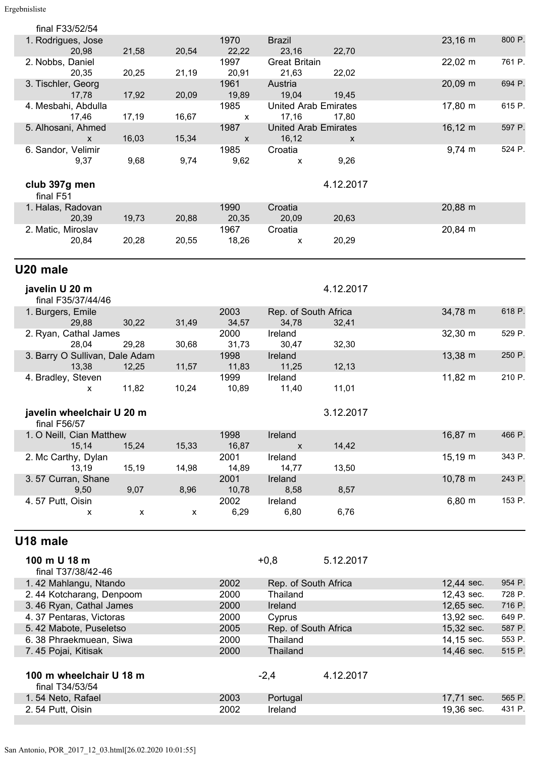final F33/52/54

| Place/Name | | | Year | Country | | Result | Points |
|---|---|---|---|---|---|---|---|
| 1. Rodrigues, Jose | | | 1970 | Brazil | | 23,16 m | 800 P. |
| 20,98 | 21,58 | 20,54 | 22,22 | 23,16 | 22,70 | | |
| 2. Nobbs, Daniel | | | 1997 | Great Britain | | 22,02 m | 761 P. |
| 20,35 | 20,25 | 21,19 | 20,91 | 21,63 | 22,02 | | |
| 3. Tischler, Georg | | | 1961 | Austria | | 20,09 m | 694 P. |
| 17,78 | 17,92 | 20,09 | 19,89 | 19,04 | 19,45 | | |
| 4. Mesbahi, Abdulla | | | 1985 | United Arab Emirates | | 17,80 m | 615 P. |
| 17,46 | 17,19 | 16,67 | x | 17,16 | 17,80 | | |
| 5. Alhosani, Ahmed | | | 1987 | United Arab Emirates | | 16,12 m | 597 P. |
| x | 16,03 | 15,34 | x | 16,12 | x | | |
| 6. Sandor, Velimir | | | 1985 | Croatia | | 9,74 m | 524 P. |
| 9,37 | 9,68 | 9,74 | 9,62 | x | 9,26 | | |

**club 397g men** — 4.12.2017

final F51

| Place/Name | | | Year | Country | | Result |
|---|---|---|---|---|---|---|
| 1. Halas, Radovan | | | 1990 | Croatia | | 20,88 m |
| 20,39 | 19,73 | 20,88 | 20,35 | 20,09 | 20,63 | |
| 2. Matic, Miroslav | | | 1967 | Croatia | | 20,84 m |
| 20,84 | 20,28 | 20,55 | 18,26 | x | 20,29 | |

## U20 male

**javelin U 20 m** — 4.12.2017

final F35/37/44/46

| Place/Name | | | Year | Country | | Result | Points |
|---|---|---|---|---|---|---|---|
| 1. Burgers, Emile | | | 2003 | Rep. of South Africa | | 34,78 m | 618 P. |
| 29,88 | 30,22 | 31,49 | 34,57 | 34,78 | 32,41 | | |
| 2. Ryan, Cathal James | | | 2000 | Ireland | | 32,30 m | 529 P. |
| 28,04 | 29,28 | 30,68 | 31,73 | 30,47 | 32,30 | | |
| 3. Barry O Sullivan, Dale Adam | | | 1998 | Ireland | | 13,38 m | 250 P. |
| 13,38 | 12,25 | 11,57 | 11,83 | 11,25 | 12,13 | | |
| 4. Bradley, Steven | | | 1999 | Ireland | | 11,82 m | 210 P. |
| x | 11,82 | 10,24 | 10,89 | 11,40 | 11,01 | | |

**javelin wheelchair U 20 m** — 3.12.2017

final F56/57

| Place/Name | | | Year | Country | | Result | Points |
|---|---|---|---|---|---|---|---|
| 1. O Neill, Cian Matthew | | | 1998 | Ireland | | 16,87 m | 466 P. |
| 15,14 | 15,24 | 15,33 | 16,87 | x | 14,42 | | |
| 2. Mc Carthy, Dylan | | | 2001 | Ireland | | 15,19 m | 343 P. |
| 13,19 | 15,19 | 14,98 | 14,89 | 14,77 | 13,50 | | |
| 3. 57 Curran, Shane | | | 2001 | Ireland | | 10,78 m | 243 P. |
| 9,50 | 9,07 | 8,96 | 10,78 | 8,58 | 8,57 | | |
| 4. 57 Putt, Oisin | | | 2002 | Ireland | | 6,80 m | 153 P. |
| x | x | x | 6,29 | 6,80 | 6,76 | | |

## U18 male

**100 m U 18 m** — +0,8 — 5.12.2017

final T37/38/42-46

| Place/Name | Year | Country | Result | Points |
|---|---|---|---|---|
| 1. 42 Mahlangu, Ntando | 2002 | Rep. of South Africa | 12,44 sec. | 954 P. |
| 2. 44 Kotcharang, Denpoom | 2000 | Thailand | 12,43 sec. | 728 P. |
| 3. 46 Ryan, Cathal James | 2000 | Ireland | 12,65 sec. | 716 P. |
| 4. 37 Pentaras, Victoras | 2000 | Cyprus | 13,92 sec. | 649 P. |
| 5. 42 Mabote, Puseletso | 2005 | Rep. of South Africa | 15,32 sec. | 587 P. |
| 6. 38 Phraekmuean, Siwa | 2000 | Thailand | 14,15 sec. | 553 P. |
| 7. 45 Pojai, Kitisak | 2000 | Thailand | 14,46 sec. | 515 P. |

**100 m wheelchair U 18 m** — -2,4 — 4.12.2017

final T34/53/54

| Place/Name | Year | Country | Result | Points |
|---|---|---|---|---|
| 1. 54 Neto, Rafael | 2003 | Portugal | 17,71 sec. | 565 P. |
| 2. 54 Putt, Oisin | 2002 | Ireland | 19,36 sec. | 431 P. |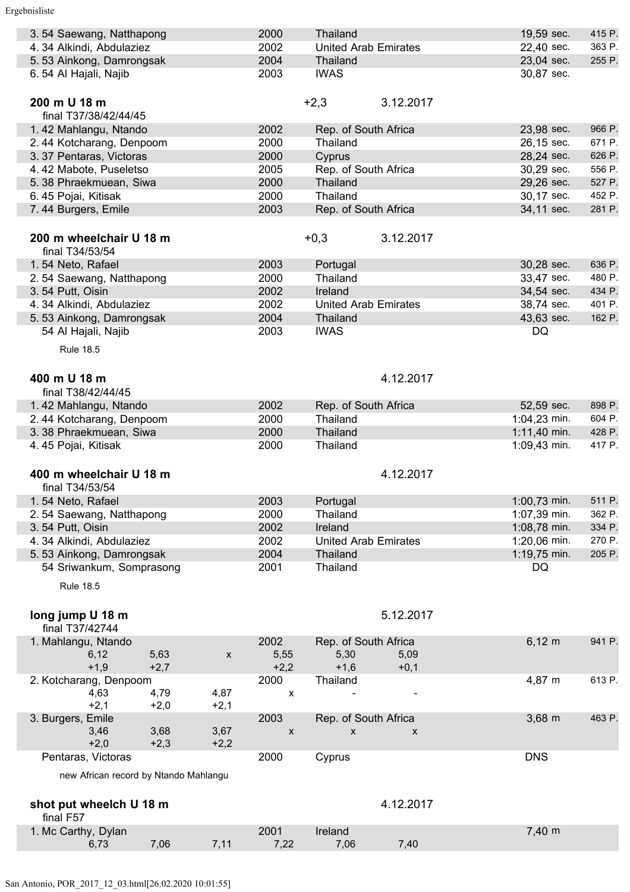| | | | | |
|---|---|---|---|---|
| 3. 54 Saewang, Natthapong | 2000 | Thailand | 19,59 sec. | 415 P. |
| 4. 34 Alkindi, Abdulaziez | 2002 | United Arab Emirates | 22,40 sec. | 363 P. |
| 5. 53 Ainkong, Damrongsak | 2004 | Thailand | 23,04 sec. | 255 P. |
| 6. 54 Al Hajali, Najib | 2003 | IWAS | 30,87 sec. | |

## 200 m U 18 m

+2,3 — 3.12.2017

final T37/38/42/44/45

| | | | | |
|---|---|---|---|---|
| 1. 42 Mahlangu, Ntando | 2002 | Rep. of South Africa | 23,98 sec. | 966 P. |
| 2. 44 Kotcharang, Denpoom | 2000 | Thailand | 26,15 sec. | 671 P. |
| 3. 37 Pentaras, Victoras | 2000 | Cyprus | 28,24 sec. | 626 P. |
| 4. 42 Mabote, Puseletso | 2005 | Rep. of South Africa | 30,29 sec. | 556 P. |
| 5. 38 Phraekmuean, Siwa | 2000 | Thailand | 29,26 sec. | 527 P. |
| 6. 45 Pojai, Kitisak | 2000 | Thailand | 30,17 sec. | 452 P. |
| 7. 44 Burgers, Emile | 2003 | Rep. of South Africa | 34,11 sec. | 281 P. |

## 200 m wheelchair U 18 m

+0,3 — 3.12.2017

final T34/53/54

| | | | | |
|---|---|---|---|---|
| 1. 54 Neto, Rafael | 2003 | Portugal | 30,28 sec. | 636 P. |
| 2. 54 Saewang, Natthapong | 2000 | Thailand | 33,47 sec. | 480 P. |
| 3. 54 Putt, Oisin | 2002 | Ireland | 34,54 sec. | 434 P. |
| 4. 34 Alkindi, Abdulaziez | 2002 | United Arab Emirates | 38,74 sec. | 401 P. |
| 5. 53 Ainkong, Damrongsak | 2004 | Thailand | 43,63 sec. | 162 P. |
| 54 Al Hajali, Najib | 2003 | IWAS | DQ | |

Rule 18.5

## 400 m U 18 m

4.12.2017

final T38/42/44/45

| | | | | |
|---|---|---|---|---|
| 1. 42 Mahlangu, Ntando | 2002 | Rep. of South Africa | 52,59 sec. | 898 P. |
| 2. 44 Kotcharang, Denpoom | 2000 | Thailand | 1:04,23 min. | 604 P. |
| 3. 38 Phraekmuean, Siwa | 2000 | Thailand | 1:11,40 min. | 428 P. |
| 4. 45 Pojai, Kitisak | 2000 | Thailand | 1:09,43 min. | 417 P. |

## 400 m wheelchair U 18 m

4.12.2017

final T34/53/54

| | | | | |
|---|---|---|---|---|
| 1. 54 Neto, Rafael | 2003 | Portugal | 1:00,73 min. | 511 P. |
| 2. 54 Saewang, Natthapong | 2000 | Thailand | 1:07,39 min. | 362 P. |
| 3. 54 Putt, Oisin | 2002 | Ireland | 1:08,78 min. | 334 P. |
| 4. 34 Alkindi, Abdulaziez | 2002 | United Arab Emirates | 1:20,06 min. | 270 P. |
| 5. 53 Ainkong, Damrongsak | 2004 | Thailand | 1:19,75 min. | 205 P. |
| 54 Sriwankum, Somprasong | 2001 | Thailand | DQ | |

Rule 18.5

## long jump U 18 m

5.12.2017

final T37/42744

| | | | | | | | | |
|---|---|---|---|---|---|---|---|---|
| 1. Mahlangu, Ntando | | | 2002 | Rep. of South Africa | | | 6,12 m | 941 P. |
| 6,12 | 5,63 | x | 5,55 | 5,30 | 5,09 | | | |
| +1,9 | +2,7 | | +2,2 | +1,6 | +0,1 | | | |
| 2. Kotcharang, Denpoom | | | 2000 | Thailand | | | 4,87 m | 613 P. |
| 4,63 | 4,79 | 4,87 | x | - | - | | | |
| +2,1 | +2,0 | +2,1 | | | | | | |
| 3. Burgers, Emile | | | 2003 | Rep. of South Africa | | | 3,68 m | 463 P. |
| 3,46 | 3,68 | 3,67 | x | x | x | | | |
| +2,0 | +2,3 | +2,2 | | | | | | |
| Pentaras, Victoras | | | 2000 | Cyprus | | | DNS | |

new African record by Ntando Mahlangu

## shot put wheelch U 18 m

4.12.2017

final F57

| | | | | | | |
|---|---|---|---|---|---|---|
| 1. Mc Carthy, Dylan | | | 2001 | Ireland | | 7,40 m |
| 6,73 | 7,06 | 7,11 | 7,22 | 7,06 | 7,40 | |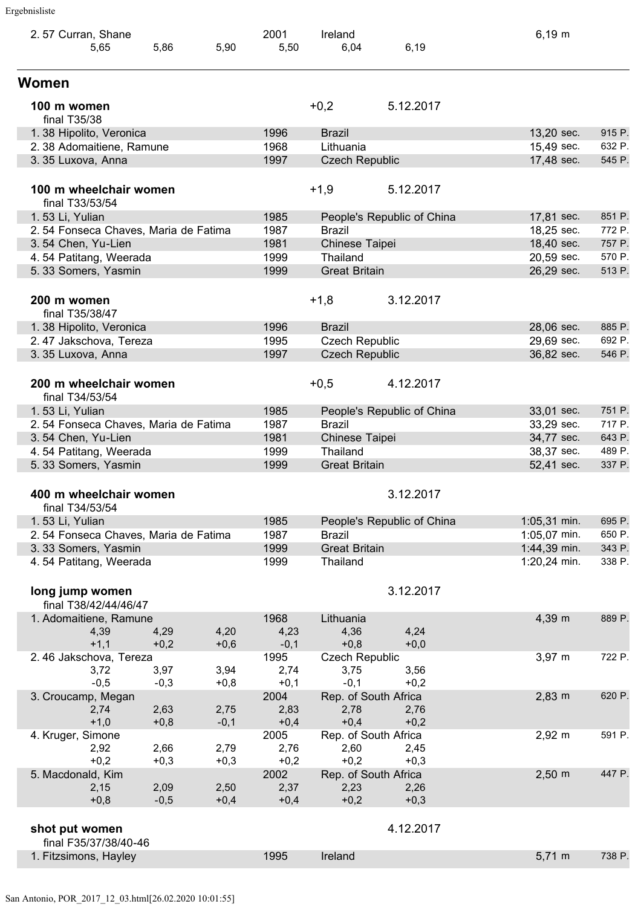| | | | | | | |
|---|---|---|---|---|---|---|
| 2. 57 Curran, Shane | | | 2001 | Ireland | | 6,19 m |
| 5,65 | 5,86 | 5,90 | 5,50 | 6,04 | 6,19 | |

## Women

### 100 m women

final T35/38 — +0,2 — 5.12.2017

| Place | Name | Year | Country | Result | Points |
|---|---|---|---|---|---|
| 1. 38 | Hipolito, Veronica | 1996 | Brazil | 13,20 sec. | 915 P. |
| 2. 38 | Adomaitiene, Ramune | 1968 | Lithuania | 15,49 sec. | 632 P. |
| 3. 35 | Luxova, Anna | 1997 | Czech Republic | 17,48 sec. | 545 P. |

### 100 m wheelchair women

final T33/53/54 — +1,9 — 5.12.2017

| Place | Name | Year | Country | Result | Points |
|---|---|---|---|---|---|
| 1. 53 | Li, Yulian | 1985 | People's Republic of China | 17,81 sec. | 851 P. |
| 2. 54 | Fonseca Chaves, Maria de Fatima | 1987 | Brazil | 18,25 sec. | 772 P. |
| 3. 54 | Chen, Yu-Lien | 1981 | Chinese Taipei | 18,40 sec. | 757 P. |
| 4. 54 | Patitang, Weerada | 1999 | Thailand | 20,59 sec. | 570 P. |
| 5. 33 | Somers, Yasmin | 1999 | Great Britain | 26,29 sec. | 513 P. |

### 200 m women

final T35/38/47 — +1,8 — 3.12.2017

| Place | Name | Year | Country | Result | Points |
|---|---|---|---|---|---|
| 1. 38 | Hipolito, Veronica | 1996 | Brazil | 28,06 sec. | 885 P. |
| 2. 47 | Jakschova, Tereza | 1995 | Czech Republic | 29,69 sec. | 692 P. |
| 3. 35 | Luxova, Anna | 1997 | Czech Republic | 36,82 sec. | 546 P. |

### 200 m wheelchair women

final T34/53/54 — +0,5 — 4.12.2017

| Place | Name | Year | Country | Result | Points |
|---|---|---|---|---|---|
| 1. 53 | Li, Yulian | 1985 | People's Republic of China | 33,01 sec. | 751 P. |
| 2. 54 | Fonseca Chaves, Maria de Fatima | 1987 | Brazil | 33,29 sec. | 717 P. |
| 3. 54 | Chen, Yu-Lien | 1981 | Chinese Taipei | 34,77 sec. | 643 P. |
| 4. 54 | Patitang, Weerada | 1999 | Thailand | 38,37 sec. | 489 P. |
| 5. 33 | Somers, Yasmin | 1999 | Great Britain | 52,41 sec. | 337 P. |

### 400 m wheelchair women

final T34/53/54 — 3.12.2017

| Place | Name | Year | Country | Result | Points |
|---|---|---|---|---|---|
| 1. 53 | Li, Yulian | 1985 | People's Republic of China | 1:05,31 min. | 695 P. |
| 2. 54 | Fonseca Chaves, Maria de Fatima | 1987 | Brazil | 1:05,07 min. | 650 P. |
| 3. 33 | Somers, Yasmin | 1999 | Great Britain | 1:44,39 min. | 343 P. |
| 4. 54 | Patitang, Weerada | 1999 | Thailand | 1:20,24 min. | 338 P. |

### long jump women

final T38/42/44/46/47 — 3.12.2017

| | | | | | | | |
|---|---|---|---|---|---|---|---|
| 1. Adomaitiene, Ramune | | | 1968 | Lithuania | | 4,39 m | 889 P. |
| 4,39 | 4,29 | 4,20 | 4,23 | 4,36 | 4,24 | | |
| +1,1 | +0,2 | +0,6 | -0,1 | +0,8 | +0,0 | | |
| 2. 46 Jakschova, Tereza | | | 1995 | Czech Republic | | 3,97 m | 722 P. |
| 3,72 | 3,97 | 3,94 | 2,74 | 3,75 | 3,56 | | |
| -0,5 | -0,3 | +0,8 | +0,1 | -0,1 | +0,2 | | |
| 3. Croucamp, Megan | | | 2004 | Rep. of South Africa | | 2,83 m | 620 P. |
| 2,74 | 2,63 | 2,75 | 2,83 | 2,78 | 2,76 | | |
| +1,0 | +0,8 | -0,1 | +0,4 | +0,4 | +0,2 | | |
| 4. Kruger, Simone | | | 2005 | Rep. of South Africa | | 2,92 m | 591 P. |
| 2,92 | 2,66 | 2,79 | 2,76 | 2,60 | 2,45 | | |
| +0,2 | +0,3 | +0,3 | +0,2 | +0,2 | +0,3 | | |
| 5. Macdonald, Kim | | | 2002 | Rep. of South Africa | | 2,50 m | 447 P. |
| 2,15 | 2,09 | 2,50 | 2,37 | 2,23 | 2,26 | | |
| +0,8 | -0,5 | +0,4 | +0,4 | +0,2 | +0,3 | | |

### shot put women

final F35/37/38/40-46 — 4.12.2017

| Place | Name | Year | Country | Result | Points |
|---|---|---|---|---|---|
| 1. | Fitzsimons, Hayley | 1995 | Ireland | 5,71 m | 738 P. |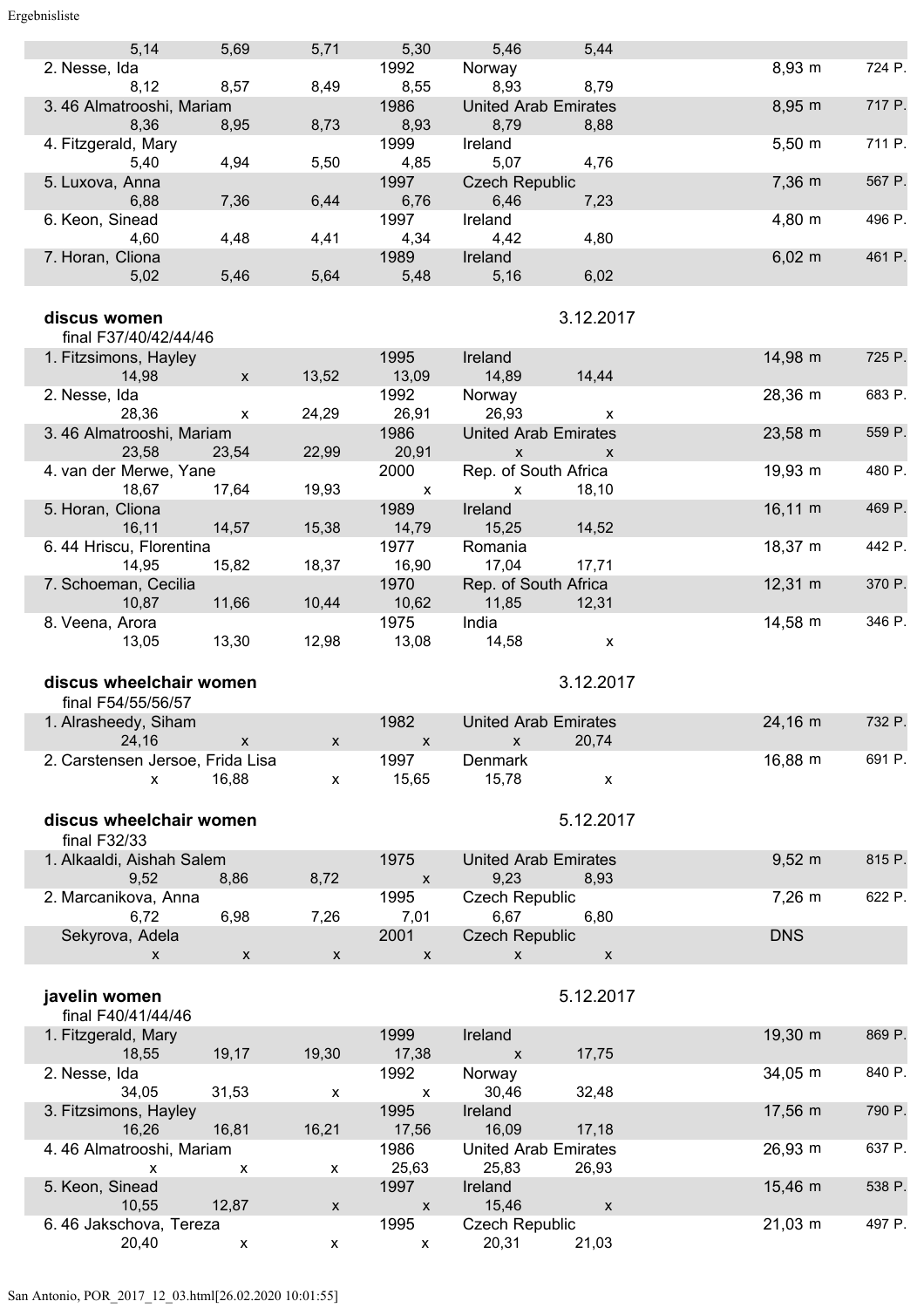| | | | | | | | |
|---|---|---|---|---|---|---|---|
| 5,14 | 5,69 | 5,71 | 5,30 | 5,46 | 5,44 | | |
| 2. Nesse, Ida | | | 1992 | Norway | | 8,93 m | 724 P. |
| 8,12 | 8,57 | 8,49 | 8,55 | 8,93 | 8,79 | | |
| 3. 46 Almatrooshi, Mariam | | | 1986 | United Arab Emirates | | 8,95 m | 717 P. |
| 8,36 | 8,95 | 8,73 | 8,93 | 8,79 | 8,88 | | |
| 4. Fitzgerald, Mary | | | 1999 | Ireland | | 5,50 m | 711 P. |
| 5,40 | 4,94 | 5,50 | 4,85 | 5,07 | 4,76 | | |
| 5. Luxova, Anna | | | 1997 | Czech Republic | | 7,36 m | 567 P. |
| 6,88 | 7,36 | 6,44 | 6,76 | 6,46 | 7,23 | | |
| 6. Keon, Sinead | | | 1997 | Ireland | | 4,80 m | 496 P. |
| 4,60 | 4,48 | 4,41 | 4,34 | 4,42 | 4,80 | | |
| 7. Horan, Cliona | | | 1989 | Ireland | | 6,02 m | 461 P. |
| 5,02 | 5,46 | 5,64 | 5,48 | 5,16 | 6,02 | | |

**discus women** — 3.12.2017

final F37/40/42/44/46

| | | | | | | | |
|---|---|---|---|---|---|---|---|
| 1. Fitzsimons, Hayley | | | 1995 | Ireland | | 14,98 m | 725 P. |
| 14,98 | x | 13,52 | 13,09 | 14,89 | 14,44 | | |
| 2. Nesse, Ida | | | 1992 | Norway | | 28,36 m | 683 P. |
| 28,36 | x | 24,29 | 26,91 | 26,93 | x | | |
| 3. 46 Almatrooshi, Mariam | | | 1986 | United Arab Emirates | | 23,58 m | 559 P. |
| 23,58 | 23,54 | 22,99 | 20,91 | x | x | | |
| 4. van der Merwe, Yane | | | 2000 | Rep. of South Africa | | 19,93 m | 480 P. |
| 18,67 | 17,64 | 19,93 | x | x | 18,10 | | |
| 5. Horan, Cliona | | | 1989 | Ireland | | 16,11 m | 469 P. |
| 16,11 | 14,57 | 15,38 | 14,79 | 15,25 | 14,52 | | |
| 6. 44 Hriscu, Florentina | | | 1977 | Romania | | 18,37 m | 442 P. |
| 14,95 | 15,82 | 18,37 | 16,90 | 17,04 | 17,71 | | |
| 7. Schoeman, Cecilia | | | 1970 | Rep. of South Africa | | 12,31 m | 370 P. |
| 10,87 | 11,66 | 10,44 | 10,62 | 11,85 | 12,31 | | |
| 8. Veena, Arora | | | 1975 | India | | 14,58 m | 346 P. |
| 13,05 | 13,30 | 12,98 | 13,08 | 14,58 | x | | |

**discus wheelchair women** — 3.12.2017

final F54/55/56/57

| | | | | | | | |
|---|---|---|---|---|---|---|---|
| 1. Alrasheedy, Siham | | | 1982 | United Arab Emirates | | 24,16 m | 732 P. |
| 24,16 | x | x | x | x | 20,74 | | |
| 2. Carstensen Jersoe, Frida Lisa | | | 1997 | Denmark | | 16,88 m | 691 P. |
| x | 16,88 | x | 15,65 | 15,78 | x | | |

**discus wheelchair women** — 5.12.2017

final F32/33

| | | | | | | | |
|---|---|---|---|---|---|---|---|
| 1. Alkaaldi, Aishah Salem | | | 1975 | United Arab Emirates | | 9,52 m | 815 P. |
| 9,52 | 8,86 | 8,72 | x | 9,23 | 8,93 | | |
| 2. Marcanikova, Anna | | | 1995 | Czech Republic | | 7,26 m | 622 P. |
| 6,72 | 6,98 | 7,26 | 7,01 | 6,67 | 6,80 | | |
| Sekyrova, Adela | | | 2001 | Czech Republic | | DNS | |
| x | x | x | x | x | x | | |

**javelin women** — 5.12.2017

final F40/41/44/46

| | | | | | | | |
|---|---|---|---|---|---|---|---|
| 1. Fitzgerald, Mary | | | 1999 | Ireland | | 19,30 m | 869 P. |
| 18,55 | 19,17 | 19,30 | 17,38 | x | 17,75 | | |
| 2. Nesse, Ida | | | 1992 | Norway | | 34,05 m | 840 P. |
| 34,05 | 31,53 | x | x | 30,46 | 32,48 | | |
| 3. Fitzsimons, Hayley | | | 1995 | Ireland | | 17,56 m | 790 P. |
| 16,26 | 16,81 | 16,21 | 17,56 | 16,09 | 17,18 | | |
| 4. 46 Almatrooshi, Mariam | | | 1986 | United Arab Emirates | | 26,93 m | 637 P. |
| x | x | x | 25,63 | 25,83 | 26,93 | | |
| 5. Keon, Sinead | | | 1997 | Ireland | | 15,46 m | 538 P. |
| 10,55 | 12,87 | x | x | 15,46 | x | | |
| 6. 46 Jakschova, Tereza | | | 1995 | Czech Republic | | 21,03 m | 497 P. |
| 20,40 | x | x | x | 20,31 | 21,03 | | |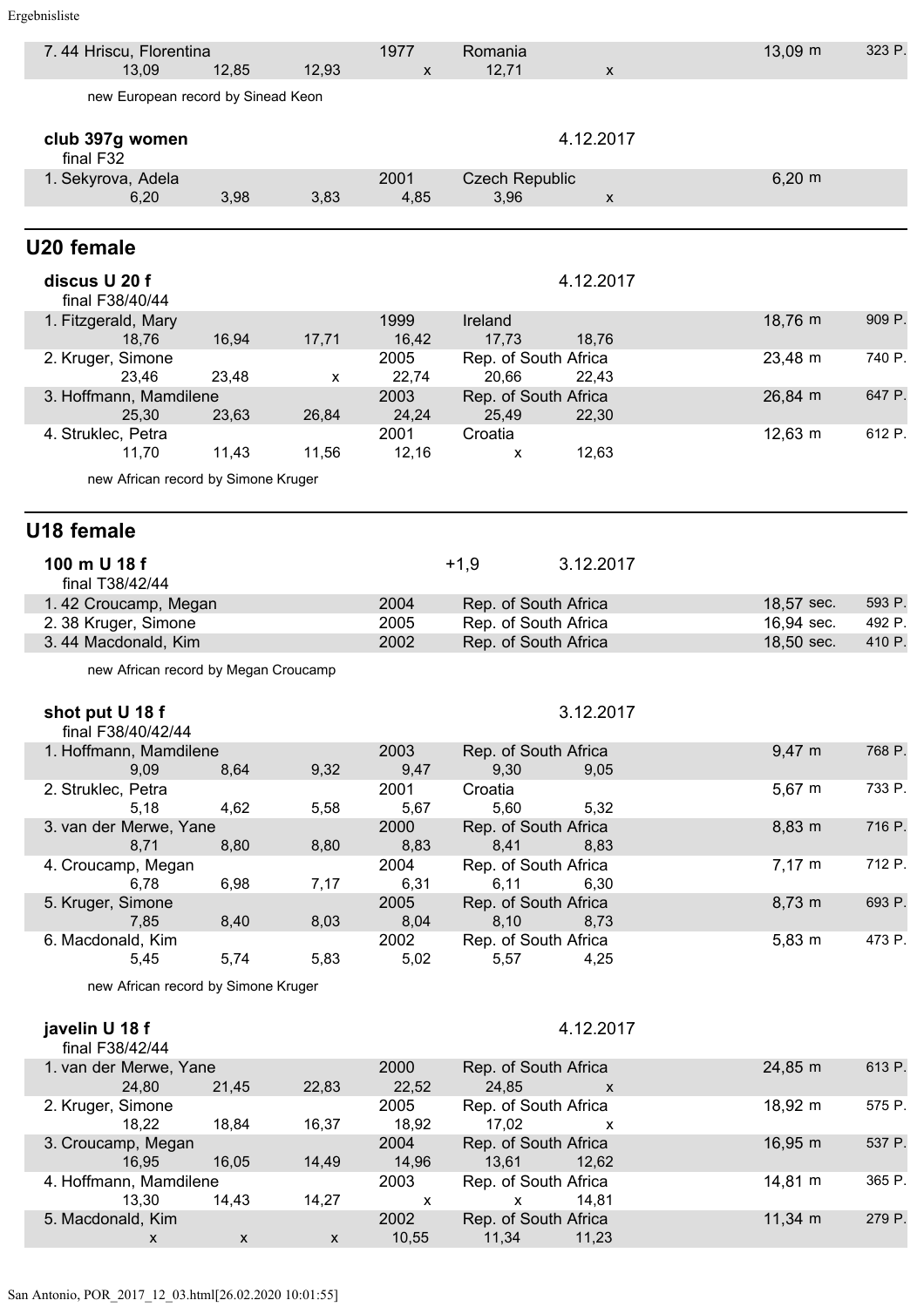| | | | | | | | |
|---|---|---|---|---|---|---|---|
| 7. 44 Hriscu, Florentina | | | 1977 | Romania | | 13,09 m | 323 P. |
| 13,09 | 12,85 | 12,93 | x | 12,71 | x | | |

new European record by Sinead Keon

**club 397g women** — 4.12.2017

final F32

| | | | | | | | |
|---|---|---|---|---|---|---|---|
| 1. Sekyrova, Adela | | | 2001 | Czech Republic | | 6,20 m | |
| 6,20 | 3,98 | 3,83 | 4,85 | 3,96 | x | | |

## U20 female

**discus U 20 f** — 4.12.2017

final F38/40/44

| | | | | | | | |
|---|---|---|---|---|---|---|---|
| 1. Fitzgerald, Mary | | | 1999 | Ireland | | 18,76 m | 909 P. |
| 18,76 | 16,94 | 17,71 | 16,42 | 17,73 | 18,76 | | |
| 2. Kruger, Simone | | | 2005 | Rep. of South Africa | | 23,48 m | 740 P. |
| 23,46 | 23,48 | x | 22,74 | 20,66 | 22,43 | | |
| 3. Hoffmann, Mamdilene | | | 2003 | Rep. of South Africa | | 26,84 m | 647 P. |
| 25,30 | 23,63 | 26,84 | 24,24 | 25,49 | 22,30 | | |
| 4. Struklec, Petra | | | 2001 | Croatia | | 12,63 m | 612 P. |
| 11,70 | 11,43 | 11,56 | 12,16 | x | 12,63 | | |

new African record by Simone Kruger

## U18 female

**100 m U 18 f** — +1,9 — 3.12.2017

final T38/42/44

| | | | | |
|---|---|---|---|---|
| 1. 42 Croucamp, Megan | 2004 | Rep. of South Africa | 18,57 sec. | 593 P. |
| 2. 38 Kruger, Simone | 2005 | Rep. of South Africa | 16,94 sec. | 492 P. |
| 3. 44 Macdonald, Kim | 2002 | Rep. of South Africa | 18,50 sec. | 410 P. |

new African record by Megan Croucamp

**shot put U 18 f** — 3.12.2017

final F38/40/42/44

| | | | | | | | |
|---|---|---|---|---|---|---|---|
| 1. Hoffmann, Mamdilene | | | 2003 | Rep. of South Africa | | 9,47 m | 768 P. |
| 9,09 | 8,64 | 9,32 | 9,47 | 9,30 | 9,05 | | |
| 2. Struklec, Petra | | | 2001 | Croatia | | 5,67 m | 733 P. |
| 5,18 | 4,62 | 5,58 | 5,67 | 5,60 | 5,32 | | |
| 3. van der Merwe, Yane | | | 2000 | Rep. of South Africa | | 8,83 m | 716 P. |
| 8,71 | 8,80 | 8,80 | 8,83 | 8,41 | 8,83 | | |
| 4. Croucamp, Megan | | | 2004 | Rep. of South Africa | | 7,17 m | 712 P. |
| 6,78 | 6,98 | 7,17 | 6,31 | 6,11 | 6,30 | | |
| 5. Kruger, Simone | | | 2005 | Rep. of South Africa | | 8,73 m | 693 P. |
| 7,85 | 8,40 | 8,03 | 8,04 | 8,10 | 8,73 | | |
| 6. Macdonald, Kim | | | 2002 | Rep. of South Africa | | 5,83 m | 473 P. |
| 5,45 | 5,74 | 5,83 | 5,02 | 5,57 | 4,25 | | |

new African record by Simone Kruger

**javelin U 18 f** — 4.12.2017

final F38/42/44

| | | | | | | | |
|---|---|---|---|---|---|---|---|
| 1. van der Merwe, Yane | | | 2000 | Rep. of South Africa | | 24,85 m | 613 P. |
| 24,80 | 21,45 | 22,83 | 22,52 | 24,85 | x | | |
| 2. Kruger, Simone | | | 2005 | Rep. of South Africa | | 18,92 m | 575 P. |
| 18,22 | 18,84 | 16,37 | 18,92 | 17,02 | x | | |
| 3. Croucamp, Megan | | | 2004 | Rep. of South Africa | | 16,95 m | 537 P. |
| 16,95 | 16,05 | 14,49 | 14,96 | 13,61 | 12,62 | | |
| 4. Hoffmann, Mamdilene | | | 2003 | Rep. of South Africa | | 14,81 m | 365 P. |
| 13,30 | 14,43 | 14,27 | x | x | 14,81 | | |
| 5. Macdonald, Kim | | | 2002 | Rep. of South Africa | | 11,34 m | 279 P. |
| x | x | x | 10,55 | 11,34 | 11,23 | | |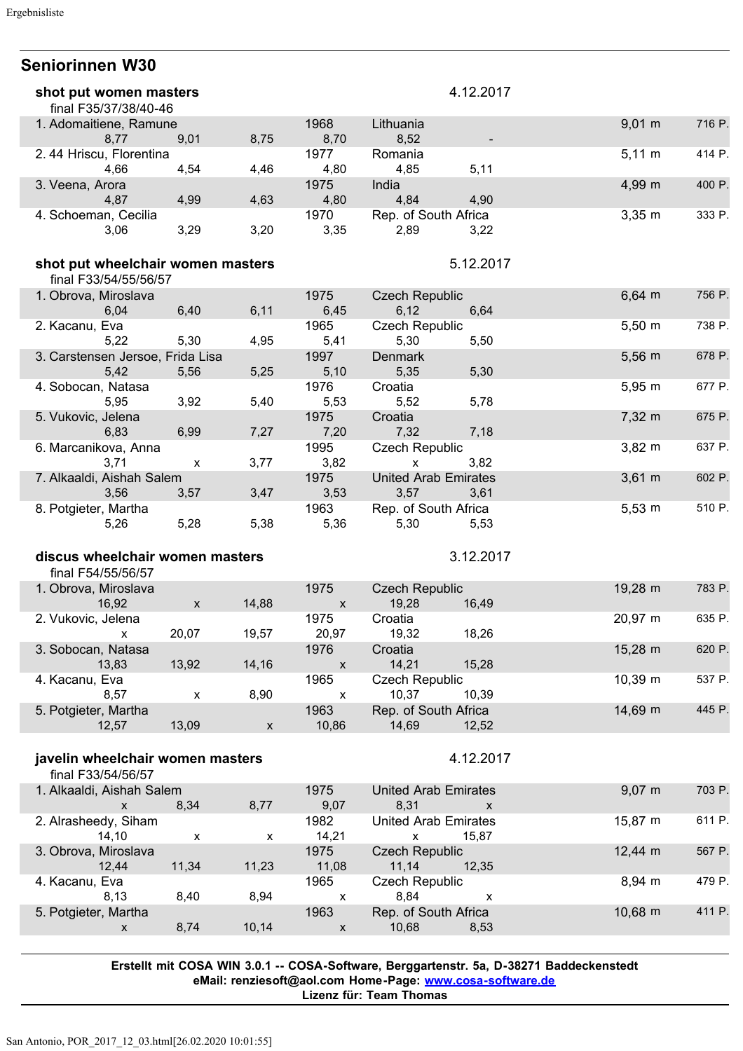## Seniorinnen W30

### shot put women masters — 4.12.2017

final F35/37/38/40-46

| | | | | | | | |
|---|---|---|---|---|---|---|---|
| 1. Adomaitiene, Ramune | | | 1968 | Lithuania | | 9,01 m | 716 P. |
| 8,77 | 9,01 | 8,75 | 8,70 | 8,52 | - | | |
| 2. 44 Hriscu, Florentina | | | 1977 | Romania | | 5,11 m | 414 P. |
| 4,66 | 4,54 | 4,46 | 4,80 | 4,85 | 5,11 | | |
| 3. Veena, Arora | | | 1975 | India | | 4,99 m | 400 P. |
| 4,87 | 4,99 | 4,63 | 4,80 | 4,84 | 4,90 | | |
| 4. Schoeman, Cecilia | | | 1970 | Rep. of South Africa | | 3,35 m | 333 P. |
| 3,06 | 3,29 | 3,20 | 3,35 | 2,89 | 3,22 | | |

### shot put wheelchair women masters — 5.12.2017

final F33/54/55/56/57

| | | | | | | | |
|---|---|---|---|---|---|---|---|
| 1. Obrova, Miroslava | | | 1975 | Czech Republic | | 6,64 m | 756 P. |
| 6,04 | 6,40 | 6,11 | 6,45 | 6,12 | 6,64 | | |
| 2. Kacanu, Eva | | | 1965 | Czech Republic | | 5,50 m | 738 P. |
| 5,22 | 5,30 | 4,95 | 5,41 | 5,30 | 5,50 | | |
| 3. Carstensen Jersoe, Frida Lisa | | | 1997 | Denmark | | 5,56 m | 678 P. |
| 5,42 | 5,56 | 5,25 | 5,10 | 5,35 | 5,30 | | |
| 4. Sobocan, Natasa | | | 1976 | Croatia | | 5,95 m | 677 P. |
| 5,95 | 3,92 | 5,40 | 5,53 | 5,52 | 5,78 | | |
| 5. Vukovic, Jelena | | | 1975 | Croatia | | 7,32 m | 675 P. |
| 6,83 | 6,99 | 7,27 | 7,20 | 7,32 | 7,18 | | |
| 6. Marcanikova, Anna | | | 1995 | Czech Republic | | 3,82 m | 637 P. |
| 3,71 | x | 3,77 | 3,82 | x | 3,82 | | |
| 7. Alkaaldi, Aishah Salem | | | 1975 | United Arab Emirates | | 3,61 m | 602 P. |
| 3,56 | 3,57 | 3,47 | 3,53 | 3,57 | 3,61 | | |
| 8. Potgieter, Martha | | | 1963 | Rep. of South Africa | | 5,53 m | 510 P. |
| 5,26 | 5,28 | 5,38 | 5,36 | 5,30 | 5,53 | | |

### discus wheelchair women masters — 3.12.2017

final F54/55/56/57

| | | | | | | | |
|---|---|---|---|---|---|---|---|
| 1. Obrova, Miroslava | | | 1975 | Czech Republic | | 19,28 m | 783 P. |
| 16,92 | x | 14,88 | x | 19,28 | 16,49 | | |
| 2. Vukovic, Jelena | | | 1975 | Croatia | | 20,97 m | 635 P. |
| x | 20,07 | 19,57 | 20,97 | 19,32 | 18,26 | | |
| 3. Sobocan, Natasa | | | 1976 | Croatia | | 15,28 m | 620 P. |
| 13,83 | 13,92 | 14,16 | x | 14,21 | 15,28 | | |
| 4. Kacanu, Eva | | | 1965 | Czech Republic | | 10,39 m | 537 P. |
| 8,57 | x | 8,90 | x | 10,37 | 10,39 | | |
| 5. Potgieter, Martha | | | 1963 | Rep. of South Africa | | 14,69 m | 445 P. |
| 12,57 | 13,09 | x | 10,86 | 14,69 | 12,52 | | |

### javelin wheelchair women masters — 4.12.2017

final F33/54/56/57

| | | | | | | | |
|---|---|---|---|---|---|---|---|
| 1. Alkaaldi, Aishah Salem | | | 1975 | United Arab Emirates | | 9,07 m | 703 P. |
| x | 8,34 | 8,77 | 9,07 | 8,31 | x | | |
| 2. Alrasheedy, Siham | | | 1982 | United Arab Emirates | | 15,87 m | 611 P. |
| 14,10 | x | x | 14,21 | x | 15,87 | | |
| 3. Obrova, Miroslava | | | 1975 | Czech Republic | | 12,44 m | 567 P. |
| 12,44 | 11,34 | 11,23 | 11,08 | 11,14 | 12,35 | | |
| 4. Kacanu, Eva | | | 1965 | Czech Republic | | 8,94 m | 479 P. |
| 8,13 | 8,40 | 8,94 | x | 8,84 | x | | |
| 5. Potgieter, Martha | | | 1963 | Rep. of South Africa | | 10,68 m | 411 P. |
| x | 8,74 | 10,14 | x | 10,68 | 8,53 | | |

**Erstellt mit COSA WIN 3.0.1 -- COSA-Software, Berggartenstr. 5a, D-38271 Baddeckenstedt**
**eMail: renziesoft@aol.com Home-Page: www.cosa-software.de**
**Lizenz für: Team Thomas**